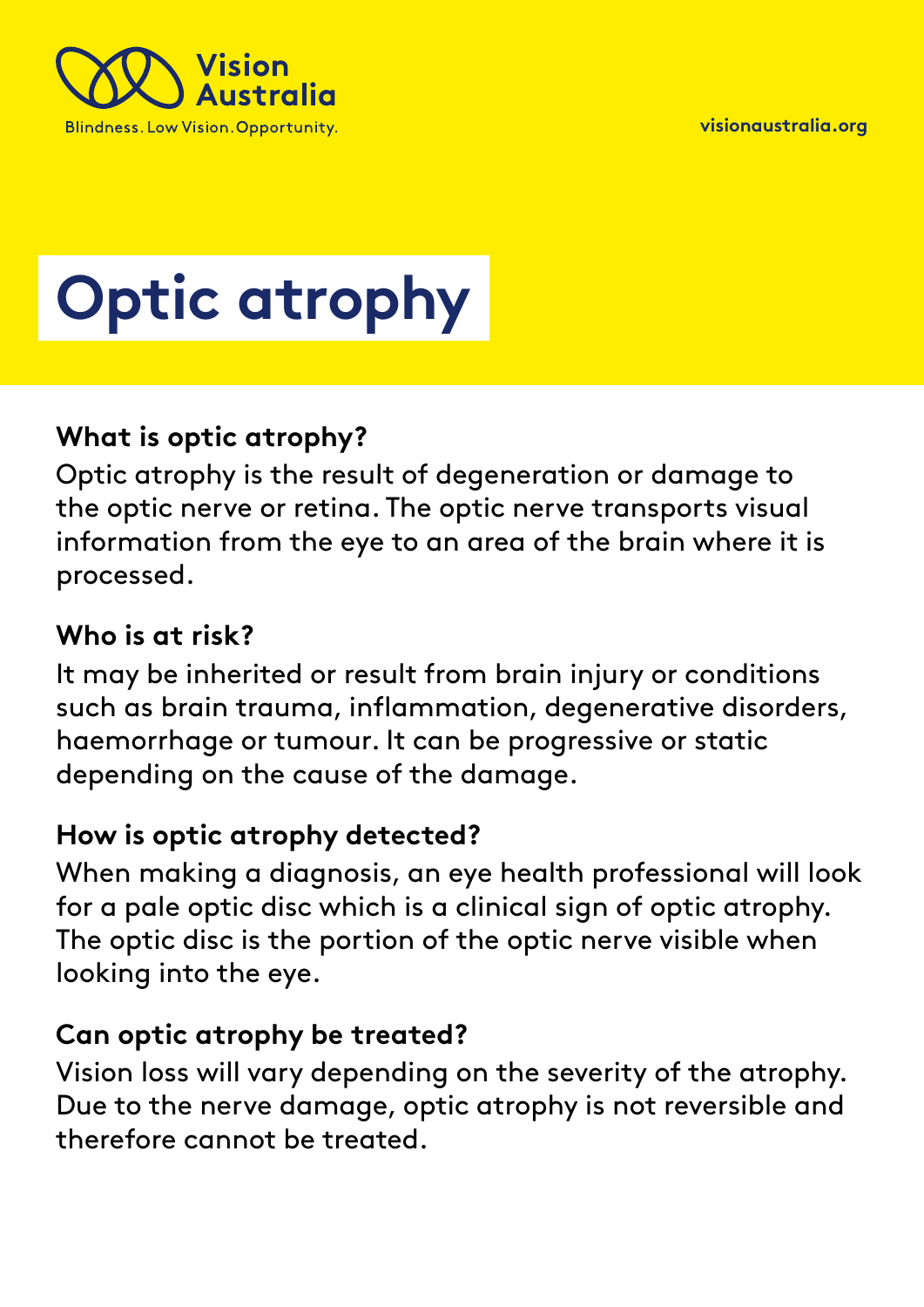Vision Australia

Blindness. Low Vision. Opportunity.

visionaustralia.org

# Optic atrophy

## What is optic atrophy?

Optic atrophy is the result of degeneration or damage to the optic nerve or retina. The optic nerve transports visual information from the eye to an area of the brain where it is processed.

## Who is at risk?

It may be inherited or result from brain injury or conditions such as brain trauma, inflammation, degenerative disorders, haemorrhage or tumour. It can be progressive or static depending on the cause of the damage.

## How is optic atrophy detected?

When making a diagnosis, an eye health professional will look for a pale optic disc which is a clinical sign of optic atrophy. The optic disc is the portion of the optic nerve visible when looking into the eye.

## Can optic atrophy be treated?

Vision loss will vary depending on the severity of the atrophy. Due to the nerve damage, optic atrophy is not reversible and therefore cannot be treated.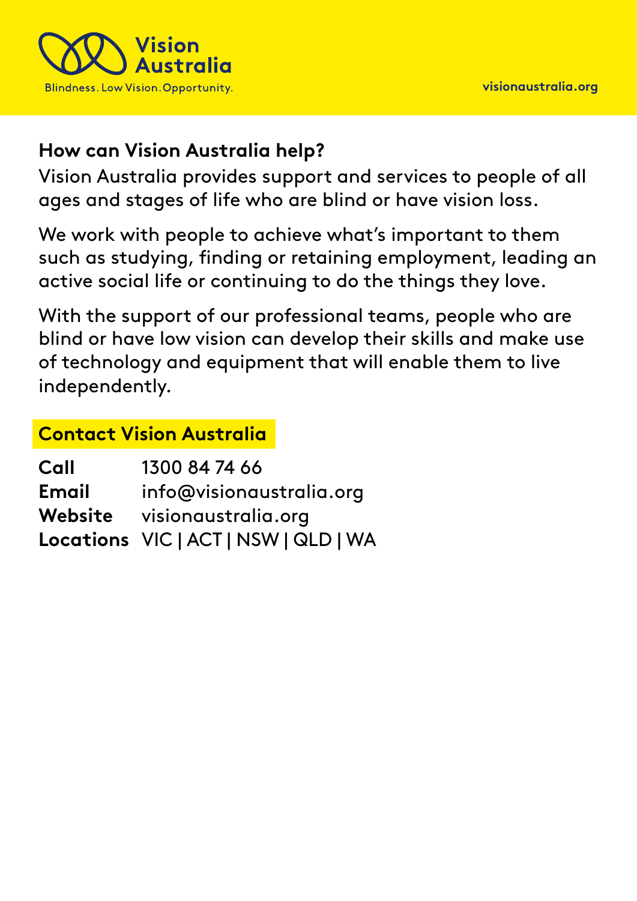Vision Australia

Blindness. Low Vision. Opportunity.

visionaustralia.org

## How can Vision Australia help?

Vision Australia provides support and services to people of all ages and stages of life who are blind or have vision loss.

We work with people to achieve what's important to them such as studying, finding or retaining employment, leading an active social life or continuing to do the things they love.

With the support of our professional teams, people who are blind or have low vision can develop their skills and make use of technology and equipment that will enable them to live independently.

## Contact Vision Australia

| | |
|---|---|
| **Call** | 1300 84 74 66 |
| **Email** | info@visionaustralia.org |
| **Website** | visionaustralia.org |
| **Locations** | VIC \| ACT \| NSW \| QLD \| WA |